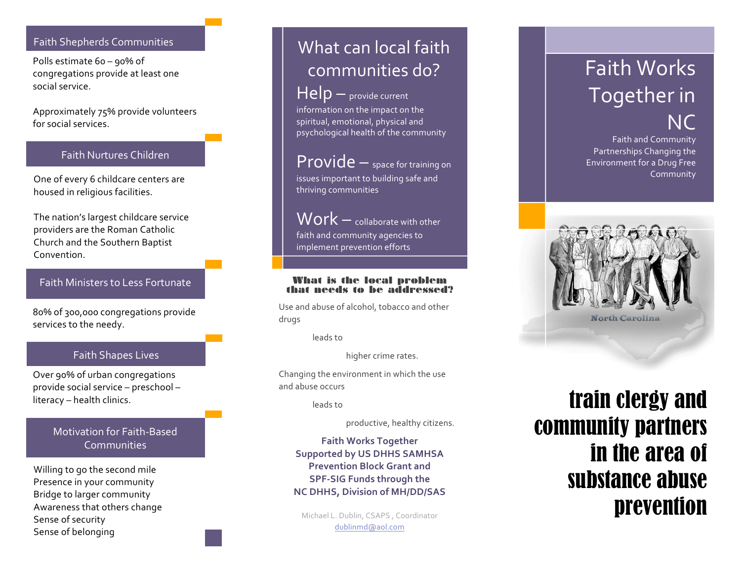## Faith Shepherds Communities

Polls estimate 60 – 90% of congregations provide at least one social service.

Approximately 75% provide volunteers for social services.

## Faith Nurtures Children

One of every 6 childcare centers are housed in religious facilities.

The nation's largest childcare service providers are the Roman Catholic Church and the Southern Baptist Convention.

## Faith Ministers to Less Fortunate

80% of 300,000 congregations provide services to the needy.

## Faith Shapes Lives

Over 90% of urban congregations provide social service – preschool – literacy – health clinics.

## Motivation for Faith-Based Communities

Willing to go the second mile
Presence in your community
Bridge to larger community
Awareness that others change
Sense of security
Sense of belonging

## What can local faith communities do?

**Help** – provide current information on the impact on the spiritual, emotional, physical and psychological health of the community

**Provide** – space for training on issues important to building safe and thriving communities

**Work** – collaborate with other faith and community agencies to implement prevention efforts

### What is the local problem that needs to be addressed?

Use and abuse of alcohol, tobacco and other drugs

leads to

higher crime rates.

Changing the environment in which the use and abuse occurs

leads to

productive, healthy citizens.

**Faith Works Together**
**Supported by US DHHS SAMHSA Prevention Block Grant and SPF-SIG Funds through the NC DHHS, Division of MH/DD/SAS**

Michael L. Dublin, CSAPS , Coordinator
dublinmd@aol.com

# Faith Works Together in NC

Faith and Community Partnerships Changing the Environment for a Drug Free Community

North Carolina

## train clergy and community partners in the area of substance abuse prevention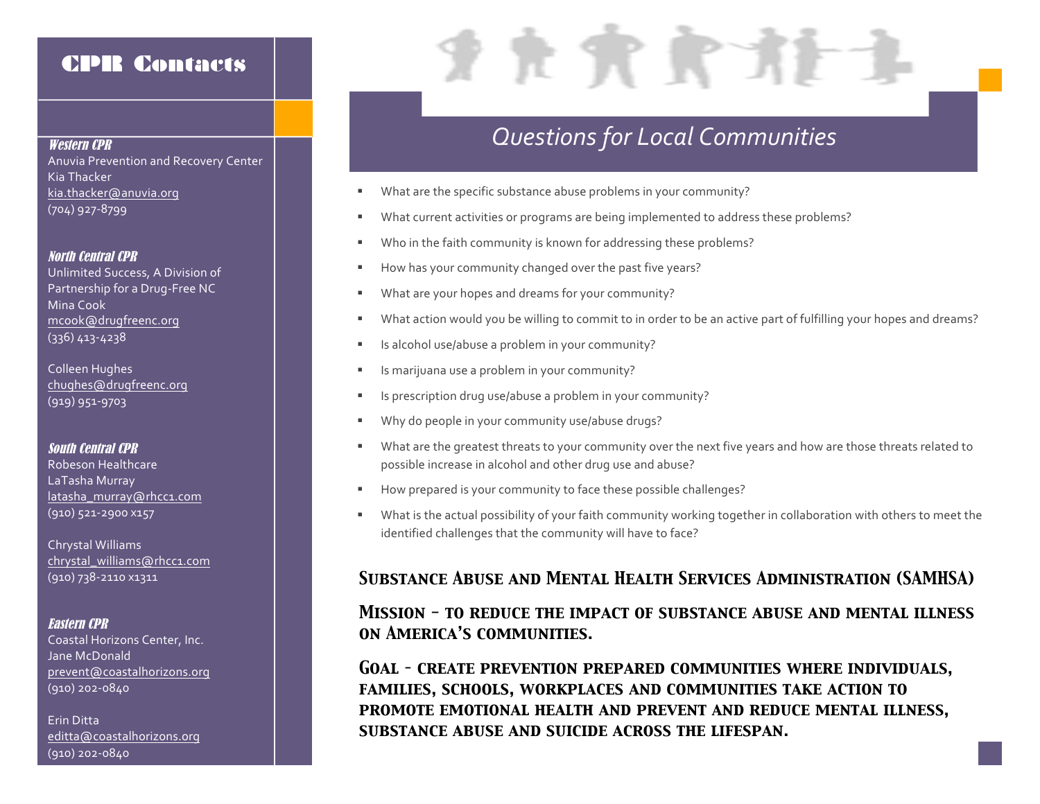## CPR Contacts

***Western CPR***
Anuvia Prevention and Recovery Center
Kia Thacker
kia.thacker@anuvia.org
(704) 927-8799

***North Central CPR***
Unlimited Success, A Division of Partnership for a Drug-Free NC
Mina Cook
mcook@drugfreenc.org
(336) 413-4238

Colleen Hughes
chughes@drugfreenc.org
(919) 951-9703

***South Central CPR***
Robeson Healthcare
LaTasha Murray
latasha_murray@rhcc1.com
(910) 521-2900 x157

Chrystal Williams
chrystal_williams@rhcc1.com
(910) 738-2110 x1311

***Eastern CPR***
Coastal Horizons Center, Inc.
Jane McDonald
prevent@coastalhorizons.org
(910) 202-0840

Erin Ditta
editta@coastalhorizons.org
(910) 202-0840

## *Questions for Local Communities*

- What are the specific substance abuse problems in your community?
- What current activities or programs are being implemented to address these problems?
- Who in the faith community is known for addressing these problems?
- How has your community changed over the past five years?
- What are your hopes and dreams for your community?
- What action would you be willing to commit to in order to be an active part of fulfilling your hopes and dreams?
- Is alcohol use/abuse a problem in your community?
- Is marijuana use a problem in your community?
- Is prescription drug use/abuse a problem in your community?
- Why do people in your community use/abuse drugs?
- What are the greatest threats to your community over the next five years and how are those threats related to possible increase in alcohol and other drug use and abuse?
- How prepared is your community to face these possible challenges?
- What is the actual possibility of your faith community working together in collaboration with others to meet the identified challenges that the community will have to face?

**Substance Abuse and Mental Health Services Administration (SAMHSA)**

**Mission - to reduce the impact of substance abuse and mental illness on America's communities.**

**Goal - create prevention prepared communities where individuals, families, schools, workplaces and communities take action to promote emotional health and prevent and reduce mental illness, substance abuse and suicide across the lifespan.**